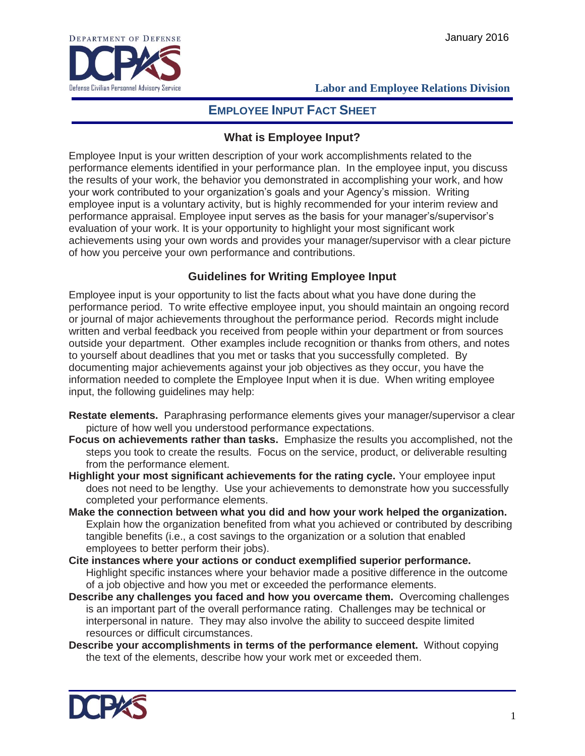January 2016

Department of Defense
Defense Civilian Personnel Advisory Service

**Labor and Employee Relations Division**

# EMPLOYEE INPUT FACT SHEET

## What is Employee Input?

Employee Input is your written description of your work accomplishments related to the performance elements identified in your performance plan. In the employee input, you discuss the results of your work, the behavior you demonstrated in accomplishing your work, and how your work contributed to your organization's goals and your Agency's mission. Writing employee input is a voluntary activity, but is highly recommended for your interim review and performance appraisal. Employee input serves as the basis for your manager's/supervisor's evaluation of your work. It is your opportunity to highlight your most significant work achievements using your own words and provides your manager/supervisor with a clear picture of how you perceive your own performance and contributions.

## Guidelines for Writing Employee Input

Employee input is your opportunity to list the facts about what you have done during the performance period. To write effective employee input, you should maintain an ongoing record or journal of major achievements throughout the performance period. Records might include written and verbal feedback you received from people within your department or from sources outside your department. Other examples include recognition or thanks from others, and notes to yourself about deadlines that you met or tasks that you successfully completed. By documenting major achievements against your job objectives as they occur, you have the information needed to complete the Employee Input when it is due. When writing employee input, the following guidelines may help:

**Restate elements.** Paraphrasing performance elements gives your manager/supervisor a clear picture of how well you understood performance expectations.

**Focus on achievements rather than tasks.** Emphasize the results you accomplished, not the steps you took to create the results. Focus on the service, product, or deliverable resulting from the performance element.

**Highlight your most significant achievements for the rating cycle.** Your employee input does not need to be lengthy. Use your achievements to demonstrate how you successfully completed your performance elements.

**Make the connection between what you did and how your work helped the organization.** Explain how the organization benefited from what you achieved or contributed by describing tangible benefits (i.e., a cost savings to the organization or a solution that enabled employees to better perform their jobs).

**Cite instances where your actions or conduct exemplified superior performance.** Highlight specific instances where your behavior made a positive difference in the outcome of a job objective and how you met or exceeded the performance elements.

**Describe any challenges you faced and how you overcame them.** Overcoming challenges is an important part of the overall performance rating. Challenges may be technical or interpersonal in nature. They may also involve the ability to succeed despite limited resources or difficult circumstances.

**Describe your accomplishments in terms of the performance element.** Without copying the text of the elements, describe how your work met or exceeded them.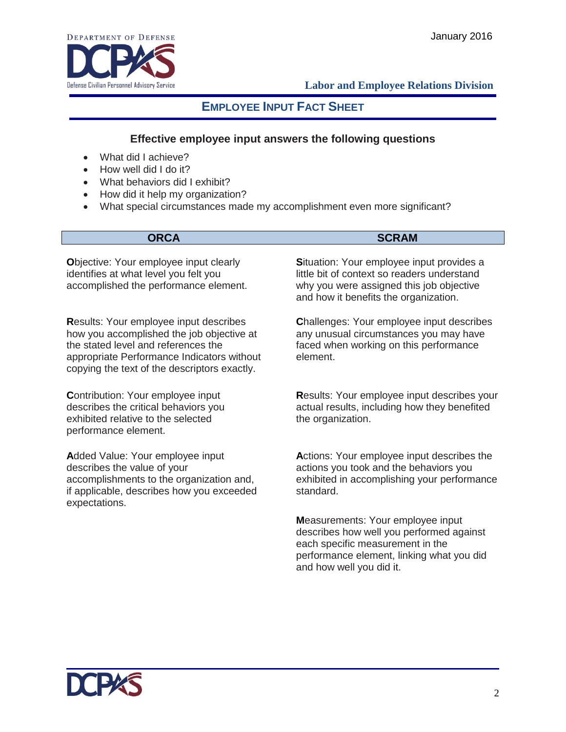Department of Defense

DCPAS

Defense Civilian Personnel Advisory Service

January 2016

**Labor and Employee Relations Division**

## EMPLOYEE INPUT FACT SHEET

### Effective employee input answers the following questions

- What did I achieve?
- How well did I do it?
- What behaviors did I exhibit?
- How did it help my organization?
- What special circumstances made my accomplishment even more significant?

| ORCA | SCRAM |
|---|---|
| **O**bjective: Your employee input clearly identifies at what level you felt you accomplished the performance element. | **S**ituation: Your employee input provides a little bit of context so readers understand why you were assigned this job objective and how it benefits the organization. |
| **R**esults: Your employee input describes how you accomplished the job objective at the stated level and references the appropriate Performance Indicators without copying the text of the descriptors exactly. | **C**hallenges: Your employee input describes any unusual circumstances you may have faced when working on this performance element. |
| **C**ontribution: Your employee input describes the critical behaviors you exhibited relative to the selected performance element. | **R**esults: Your employee input describes your actual results, including how they benefited the organization. |
| **A**dded Value: Your employee input describes the value of your accomplishments to the organization and, if applicable, describes how you exceeded expectations. | **A**ctions: Your employee input describes the actions you took and the behaviors you exhibited in accomplishing your performance standard. |
| | **M**easurements: Your employee input describes how well you performed against each specific measurement in the performance element, linking what you did and how well you did it. |